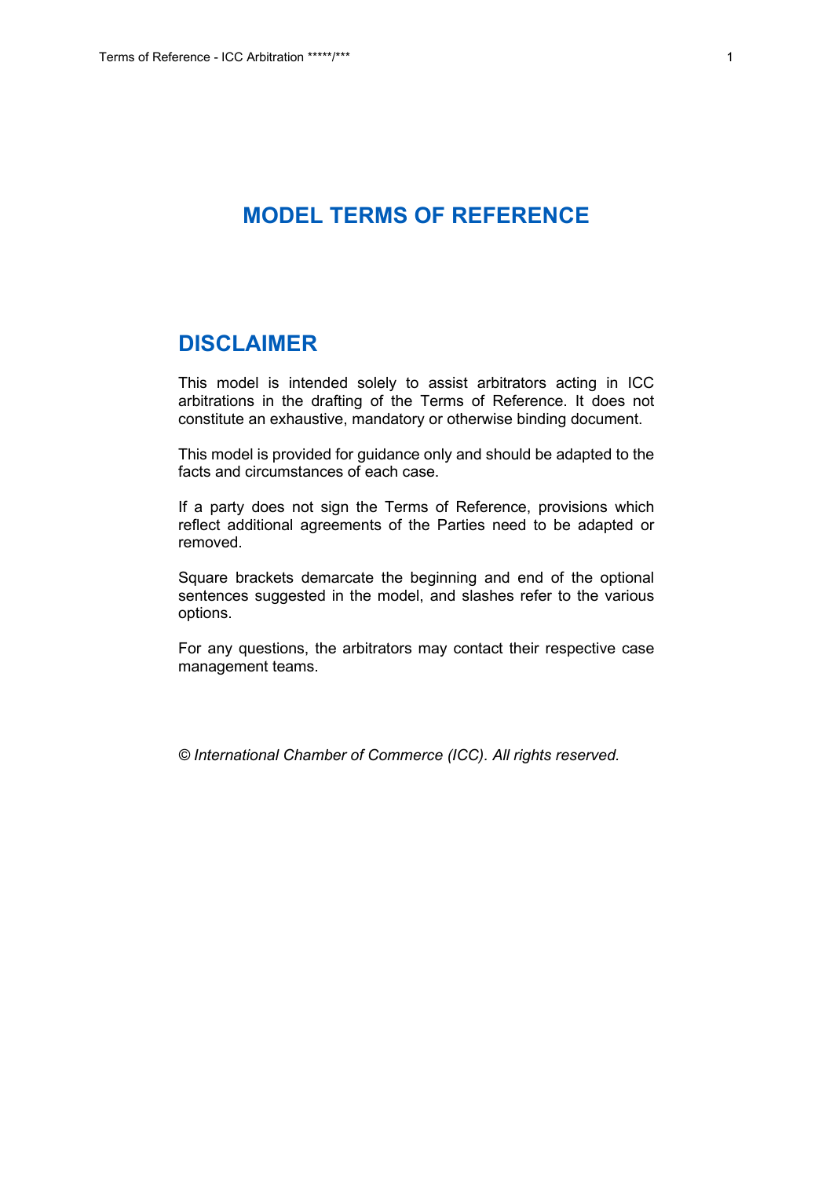# MODEL TERMS OF REFERENCE

## DISCLAIMER

This model is intended solely to assist arbitrators acting in ICC arbitrations in the drafting of the Terms of Reference. It does not constitute an exhaustive, mandatory or otherwise binding document.

This model is provided for guidance only and should be adapted to the facts and circumstances of each case.

If a party does not sign the Terms of Reference, provisions which reflect additional agreements of the Parties need to be adapted or removed.

Square brackets demarcate the beginning and end of the optional sentences suggested in the model, and slashes refer to the various options.

For any questions, the arbitrators may contact their respective case management teams.

*© International Chamber of Commerce (ICC). All rights reserved.*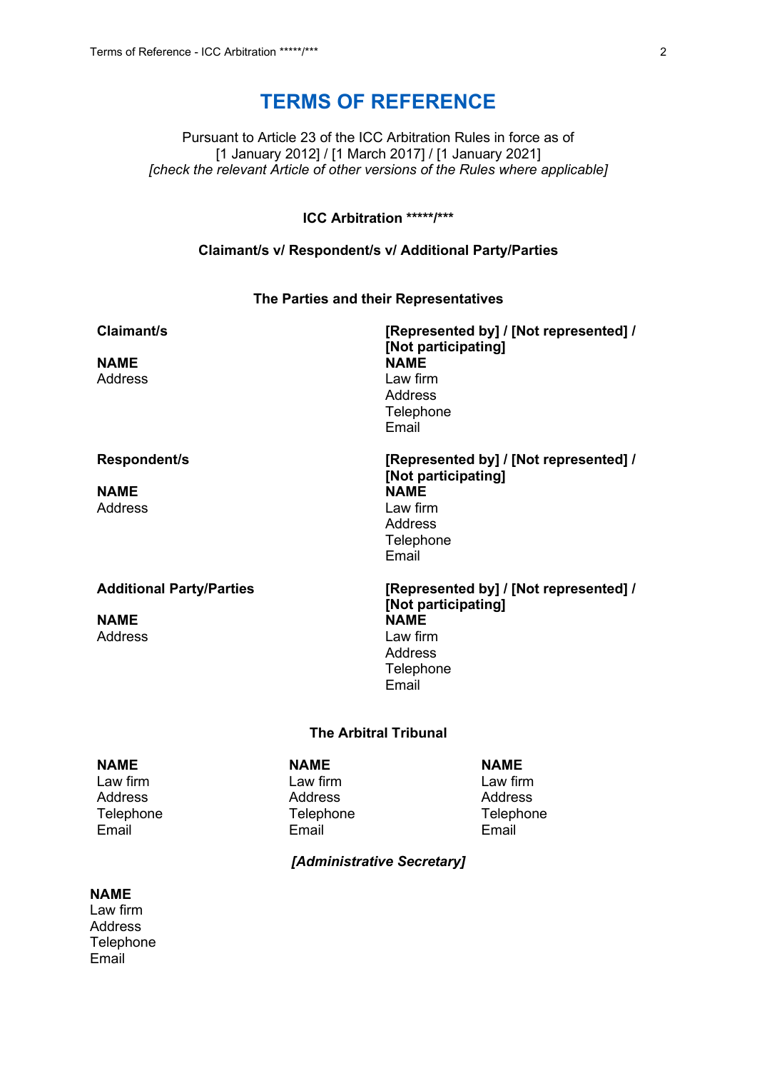# TERMS OF REFERENCE

Pursuant to Article 23 of the ICC Arbitration Rules in force as of
[1 January 2012] / [1 March 2017] / [1 January 2021]
*[check the relevant Article of other versions of the Rules where applicable]*

**ICC Arbitration *****/*****

**Claimant/s v/ Respondent/s v/ Additional Party/Parties**

## The Parties and their Representatives

**Claimant/s**

**NAME**
Address

**[Represented by] / [Not represented] / [Not participating]**
**NAME**
Law firm
Address
Telephone
Email

**Respondent/s**

**NAME**
Address

**[Represented by] / [Not represented] / [Not participating]**
**NAME**
Law firm
Address
Telephone
Email

**Additional Party/Parties**

**NAME**
Address

**[Represented by] / [Not represented] / [Not participating]**
**NAME**
Law firm
Address
Telephone
Email

## The Arbitral Tribunal

**NAME**
Law firm
Address
Telephone
Email

**NAME**
Law firm
Address
Telephone
Email

**NAME**
Law firm
Address
Telephone
Email

***[Administrative Secretary]***

**NAME**
Law firm
Address
Telephone
Email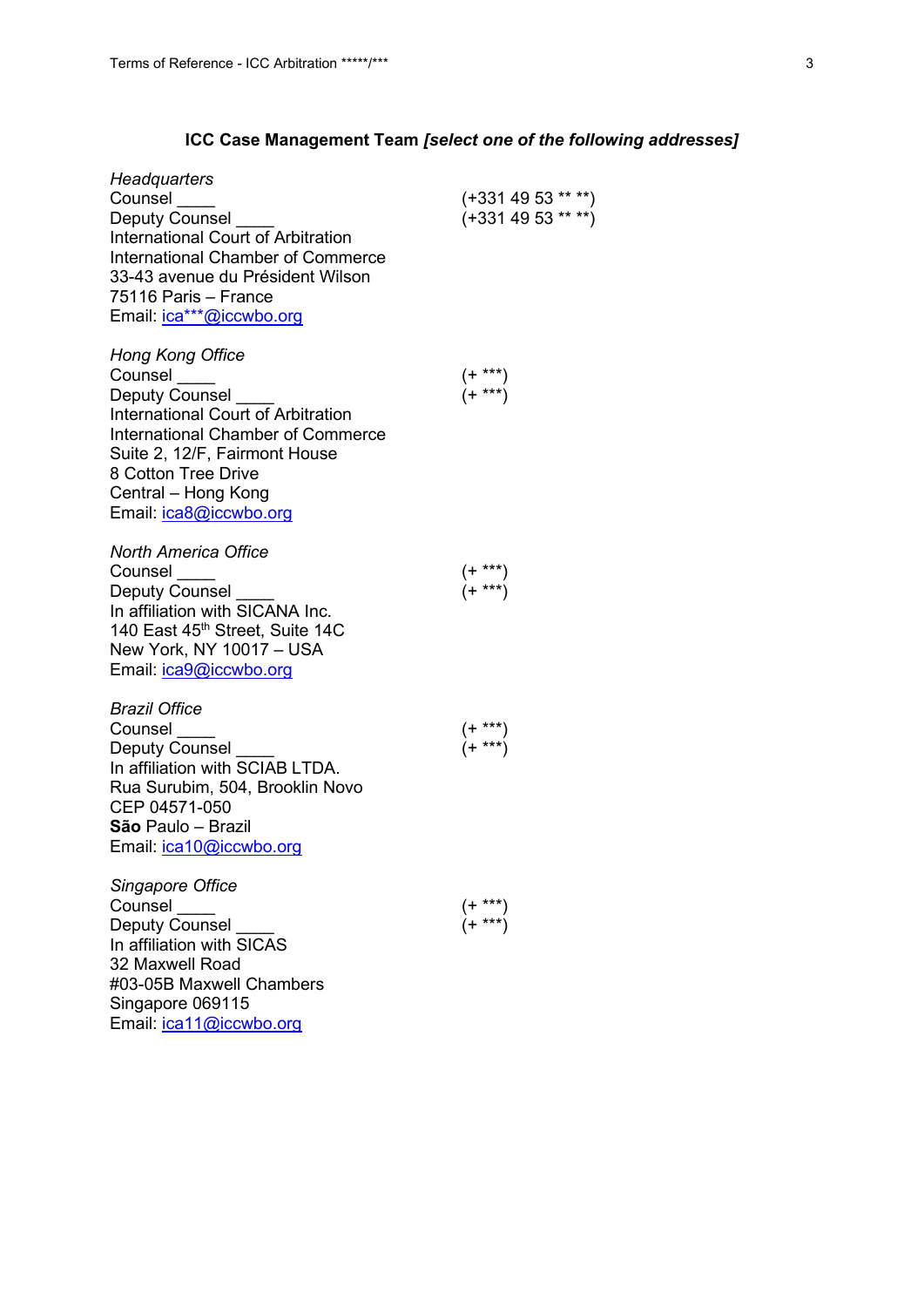## ICC Case Management Team *[select one of the following addresses]*

*Headquarters*
Counsel ____ (+331 49 53 ** **)
Deputy Counsel ____ (+331 49 53 ** **)
International Court of Arbitration
International Chamber of Commerce
33-43 avenue du Président Wilson
75116 Paris – France
Email: ica***@iccwbo.org

*Hong Kong Office*
Counsel ____ (+ ***)
Deputy Counsel ____ (+ ***)
International Court of Arbitration
International Chamber of Commerce
Suite 2, 12/F, Fairmont House
8 Cotton Tree Drive
Central – Hong Kong
Email: ica8@iccwbo.org

*North America Office*
Counsel ____ (+ ***)
Deputy Counsel ____ (+ ***)
In affiliation with SICANA Inc.
140 East 45th Street, Suite 14C
New York, NY 10017 – USA
Email: ica9@iccwbo.org

*Brazil Office*
Counsel ____ (+ ***)
Deputy Counsel ____ (+ ***)
In affiliation with SCIAB LTDA.
Rua Surubim, 504, Brooklin Novo
CEP 04571-050
**São** Paulo – Brazil
Email: ica10@iccwbo.org

*Singapore Office*
Counsel ____ (+ ***)
Deputy Counsel ____ (+ ***)
In affiliation with SICAS
32 Maxwell Road
#03-05B Maxwell Chambers
Singapore 069115
Email: ica11@iccwbo.org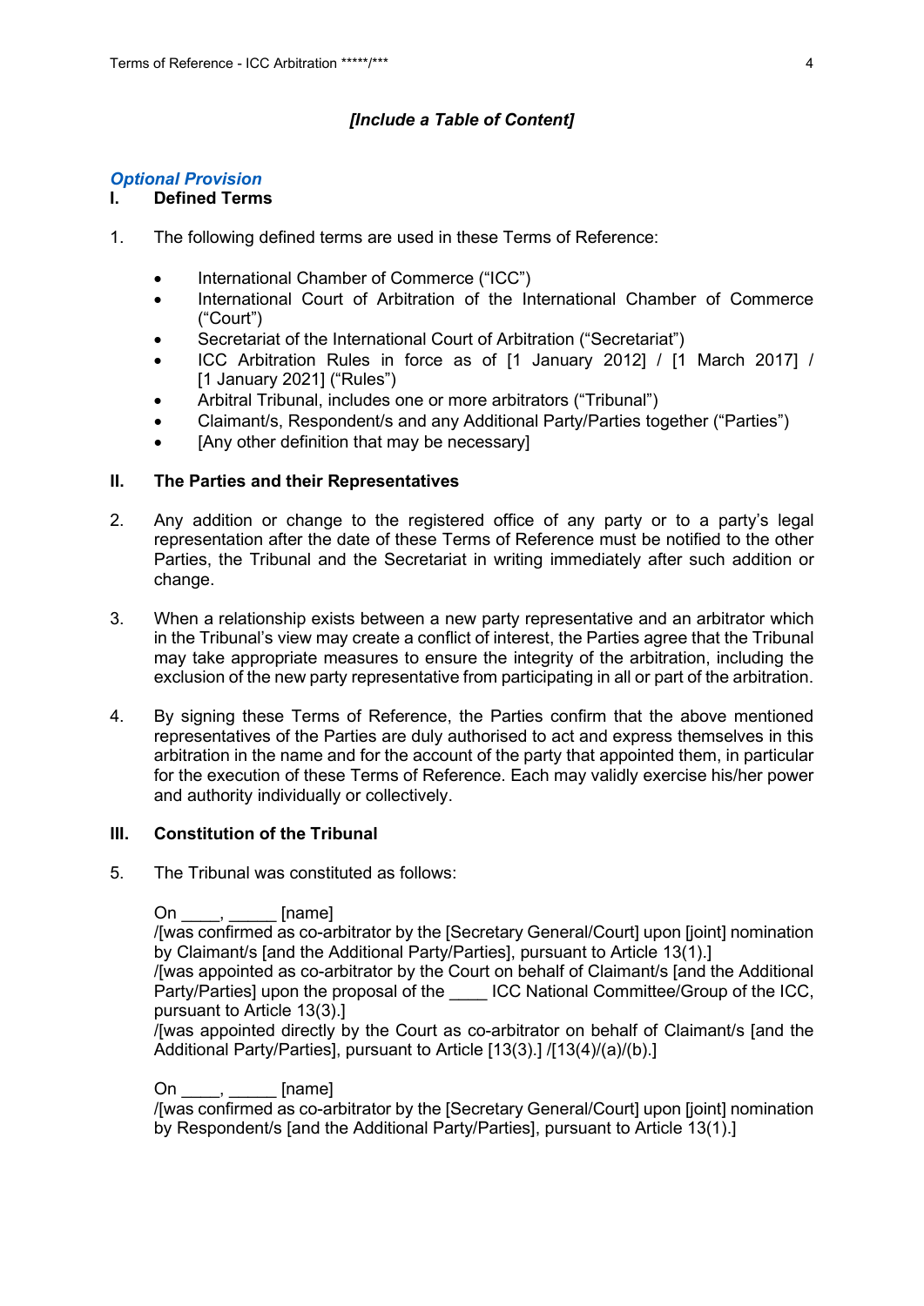***[Include a Table of Content]***

***Optional Provision***

## I. Defined Terms

1. The following defined terms are used in these Terms of Reference:

- International Chamber of Commerce ("ICC")
- International Court of Arbitration of the International Chamber of Commerce ("Court")
- Secretariat of the International Court of Arbitration ("Secretariat")
- ICC Arbitration Rules in force as of [1 January 2012] / [1 March 2017] / [1 January 2021] ("Rules")
- Arbitral Tribunal, includes one or more arbitrators ("Tribunal")
- Claimant/s, Respondent/s and any Additional Party/Parties together ("Parties")
- [Any other definition that may be necessary]

## II. The Parties and their Representatives

2. Any addition or change to the registered office of any party or to a party's legal representation after the date of these Terms of Reference must be notified to the other Parties, the Tribunal and the Secretariat in writing immediately after such addition or change.

3. When a relationship exists between a new party representative and an arbitrator which in the Tribunal's view may create a conflict of interest, the Parties agree that the Tribunal may take appropriate measures to ensure the integrity of the arbitration, including the exclusion of the new party representative from participating in all or part of the arbitration.

4. By signing these Terms of Reference, the Parties confirm that the above mentioned representatives of the Parties are duly authorised to act and express themselves in this arbitration in the name and for the account of the party that appointed them, in particular for the execution of these Terms of Reference. Each may validly exercise his/her power and authority individually or collectively.

## III. Constitution of the Tribunal

5. The Tribunal was constituted as follows:

On ____, _____ [name]
/[was confirmed as co-arbitrator by the [Secretary General/Court] upon [joint] nomination by Claimant/s [and the Additional Party/Parties], pursuant to Article 13(1).]
/[was appointed as co-arbitrator by the Court on behalf of Claimant/s [and the Additional Party/Parties] upon the proposal of the ____ ICC National Committee/Group of the ICC, pursuant to Article 13(3).]
/[was appointed directly by the Court as co-arbitrator on behalf of Claimant/s [and the Additional Party/Parties], pursuant to Article [13(3).] /[13(4)/(a)/(b).]

On ____, _____ [name]
/[was confirmed as co-arbitrator by the [Secretary General/Court] upon [joint] nomination by Respondent/s [and the Additional Party/Parties], pursuant to Article 13(1).]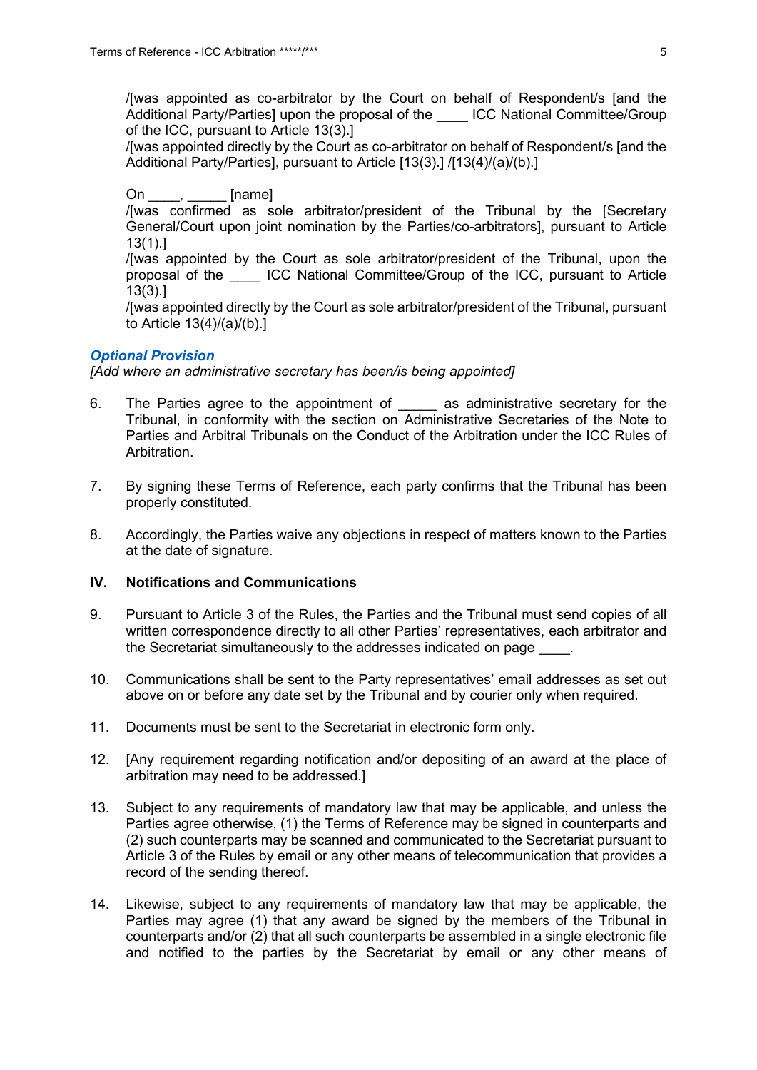/[was appointed as co-arbitrator by the Court on behalf of Respondent/s [and the Additional Party/Parties] upon the proposal of the ____ ICC National Committee/Group of the ICC, pursuant to Article 13(3).]

/[was appointed directly by the Court as co-arbitrator on behalf of Respondent/s [and the Additional Party/Parties], pursuant to Article [13(3).] /[13(4)/(a)/(b).]

On ____, _____ [name]

/[was confirmed as sole arbitrator/president of the Tribunal by the [Secretary General/Court upon joint nomination by the Parties/co-arbitrators], pursuant to Article 13(1).]

/[was appointed by the Court as sole arbitrator/president of the Tribunal, upon the proposal of the ____ ICC National Committee/Group of the ICC, pursuant to Article 13(3).]

/[was appointed directly by the Court as sole arbitrator/president of the Tribunal, pursuant to Article 13(4)/(a)/(b).]

***Optional Provision***

*[Add where an administrative secretary has been/is being appointed]*

6. The Parties agree to the appointment of _____ as administrative secretary for the Tribunal, in conformity with the section on Administrative Secretaries of the Note to Parties and Arbitral Tribunals on the Conduct of the Arbitration under the ICC Rules of Arbitration.

7. By signing these Terms of Reference, each party confirms that the Tribunal has been properly constituted.

8. Accordingly, the Parties waive any objections in respect of matters known to the Parties at the date of signature.

## IV. Notifications and Communications

9. Pursuant to Article 3 of the Rules, the Parties and the Tribunal must send copies of all written correspondence directly to all other Parties' representatives, each arbitrator and the Secretariat simultaneously to the addresses indicated on page ____.

10. Communications shall be sent to the Party representatives' email addresses as set out above on or before any date set by the Tribunal and by courier only when required.

11. Documents must be sent to the Secretariat in electronic form only.

12. [Any requirement regarding notification and/or depositing of an award at the place of arbitration may need to be addressed.]

13. Subject to any requirements of mandatory law that may be applicable, and unless the Parties agree otherwise, (1) the Terms of Reference may be signed in counterparts and (2) such counterparts may be scanned and communicated to the Secretariat pursuant to Article 3 of the Rules by email or any other means of telecommunication that provides a record of the sending thereof.

14. Likewise, subject to any requirements of mandatory law that may be applicable, the Parties may agree (1) that any award be signed by the members of the Tribunal in counterparts and/or (2) that all such counterparts be assembled in a single electronic file and notified to the parties by the Secretariat by email or any other means of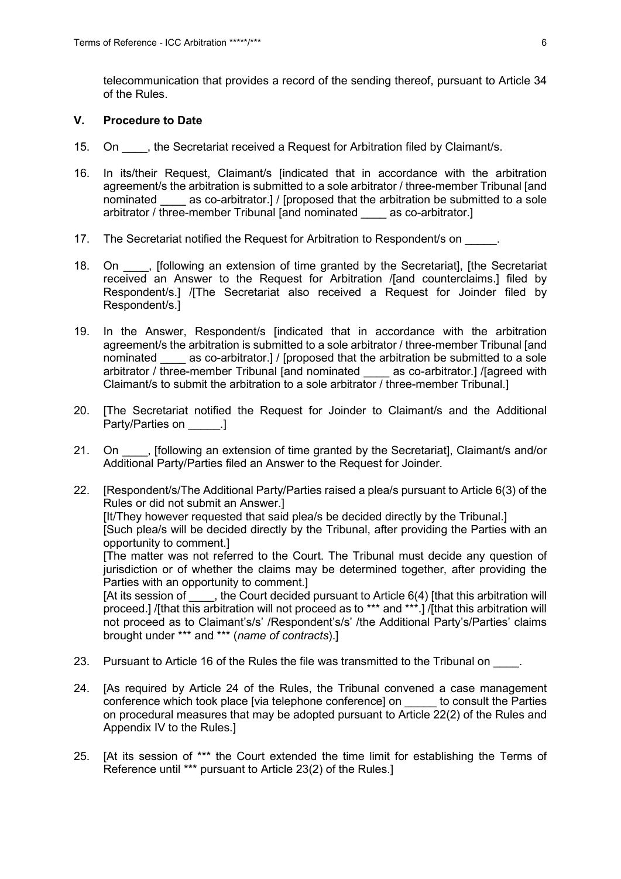telecommunication that provides a record of the sending thereof, pursuant to Article 34 of the Rules.

## V. Procedure to Date

15. On ____, the Secretariat received a Request for Arbitration filed by Claimant/s.

16. In its/their Request, Claimant/s [indicated that in accordance with the arbitration agreement/s the arbitration is submitted to a sole arbitrator / three-member Tribunal [and nominated ____ as co-arbitrator.] / [proposed that the arbitration be submitted to a sole arbitrator / three-member Tribunal [and nominated ____ as co-arbitrator.]

17. The Secretariat notified the Request for Arbitration to Respondent/s on _____.

18. On ____, [following an extension of time granted by the Secretariat], [the Secretariat received an Answer to the Request for Arbitration /[and counterclaims.] filed by Respondent/s.] /[The Secretariat also received a Request for Joinder filed by Respondent/s.]

19. In the Answer, Respondent/s [indicated that in accordance with the arbitration agreement/s the arbitration is submitted to a sole arbitrator / three-member Tribunal [and nominated ____ as co-arbitrator.] / [proposed that the arbitration be submitted to a sole arbitrator / three-member Tribunal [and nominated ____ as co-arbitrator.] /[agreed with Claimant/s to submit the arbitration to a sole arbitrator / three-member Tribunal.]

20. [The Secretariat notified the Request for Joinder to Claimant/s and the Additional Party/Parties on _____.]

21. On ____, [following an extension of time granted by the Secretariat], Claimant/s and/or Additional Party/Parties filed an Answer to the Request for Joinder.

22. [Respondent/s/The Additional Party/Parties raised a plea/s pursuant to Article 6(3) of the Rules or did not submit an Answer.]
[It/They however requested that said plea/s be decided directly by the Tribunal.]
[Such plea/s will be decided directly by the Tribunal, after providing the Parties with an opportunity to comment.]
[The matter was not referred to the Court. The Tribunal must decide any question of jurisdiction or of whether the claims may be determined together, after providing the Parties with an opportunity to comment.]
[At its session of ____, the Court decided pursuant to Article 6(4) [that this arbitration will proceed.] /[that this arbitration will not proceed as to *** and ***.] /[that this arbitration will not proceed as to Claimant's/s' /Respondent's/s' /the Additional Party's/Parties' claims brought under *** and *** (*name of contracts*).]

23. Pursuant to Article 16 of the Rules the file was transmitted to the Tribunal on ____.

24. [As required by Article 24 of the Rules, the Tribunal convened a case management conference which took place [via telephone conference] on _____ to consult the Parties on procedural measures that may be adopted pursuant to Article 22(2) of the Rules and Appendix IV to the Rules.]

25. [At its session of *** the Court extended the time limit for establishing the Terms of Reference until *** pursuant to Article 23(2) of the Rules.]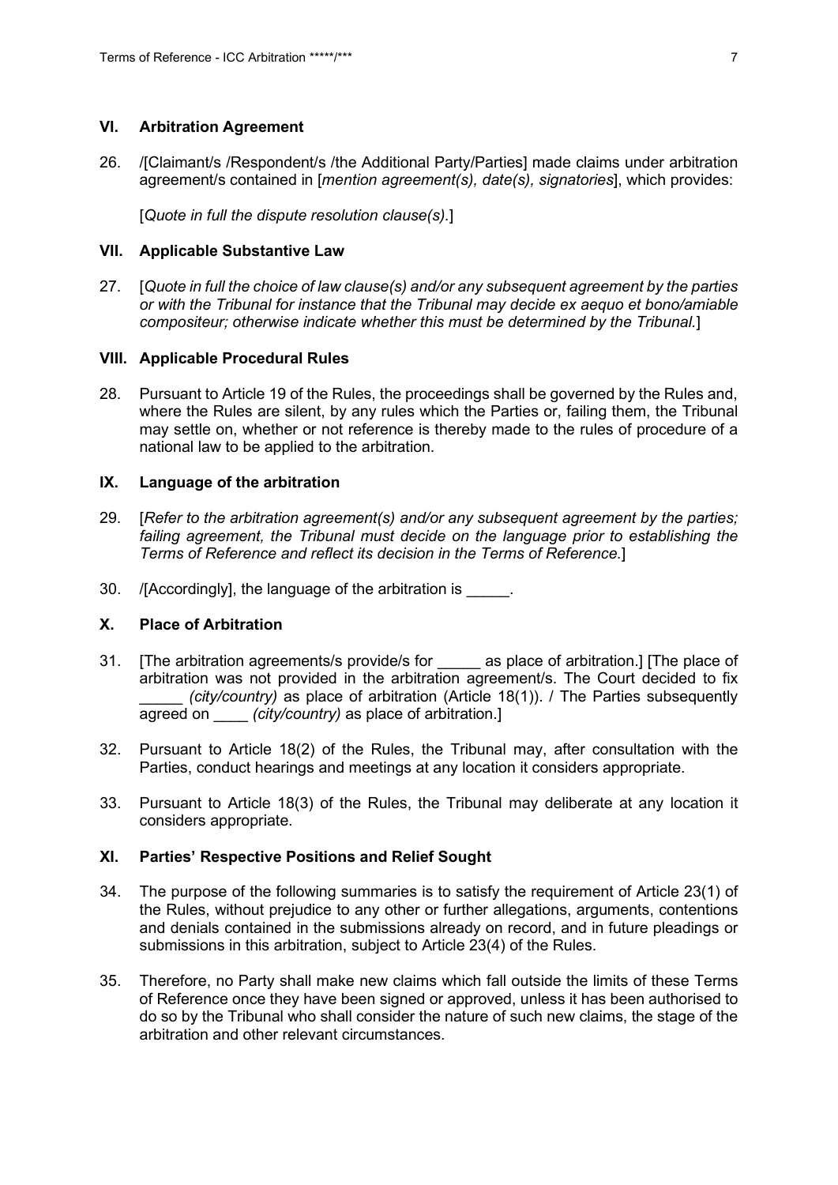## VI. Arbitration Agreement

26. /[Claimant/s /Respondent/s /the Additional Party/Parties] made claims under arbitration agreement/s contained in [*mention agreement(s), date(s), signatories*], which provides:

    [*Quote in full the dispute resolution clause(s).*]

## VII. Applicable Substantive Law

27. [*Quote in full the choice of law clause(s) and/or any subsequent agreement by the parties or with the Tribunal for instance that the Tribunal may decide ex aequo et bono/amiable compositeur; otherwise indicate whether this must be determined by the Tribunal.*]

## VIII. Applicable Procedural Rules

28. Pursuant to Article 19 of the Rules, the proceedings shall be governed by the Rules and, where the Rules are silent, by any rules which the Parties or, failing them, the Tribunal may settle on, whether or not reference is thereby made to the rules of procedure of a national law to be applied to the arbitration.

## IX. Language of the arbitration

29. [*Refer to the arbitration agreement(s) and/or any subsequent agreement by the parties; failing agreement, the Tribunal must decide on the language prior to establishing the Terms of Reference and reflect its decision in the Terms of Reference.*]

30. /[Accordingly], the language of the arbitration is _____.

## X. Place of Arbitration

31. [The arbitration agreements/s provide/s for _____ as place of arbitration.] [The place of arbitration was not provided in the arbitration agreement/s. The Court decided to fix _____ *(city/country)* as place of arbitration (Article 18(1)). / The Parties subsequently agreed on ____ *(city/country)* as place of arbitration.]

32. Pursuant to Article 18(2) of the Rules, the Tribunal may, after consultation with the Parties, conduct hearings and meetings at any location it considers appropriate.

33. Pursuant to Article 18(3) of the Rules, the Tribunal may deliberate at any location it considers appropriate.

## XI. Parties' Respective Positions and Relief Sought

34. The purpose of the following summaries is to satisfy the requirement of Article 23(1) of the Rules, without prejudice to any other or further allegations, arguments, contentions and denials contained in the submissions already on record, and in future pleadings or submissions in this arbitration, subject to Article 23(4) of the Rules.

35. Therefore, no Party shall make new claims which fall outside the limits of these Terms of Reference once they have been signed or approved, unless it has been authorised to do so by the Tribunal who shall consider the nature of such new claims, the stage of the arbitration and other relevant circumstances.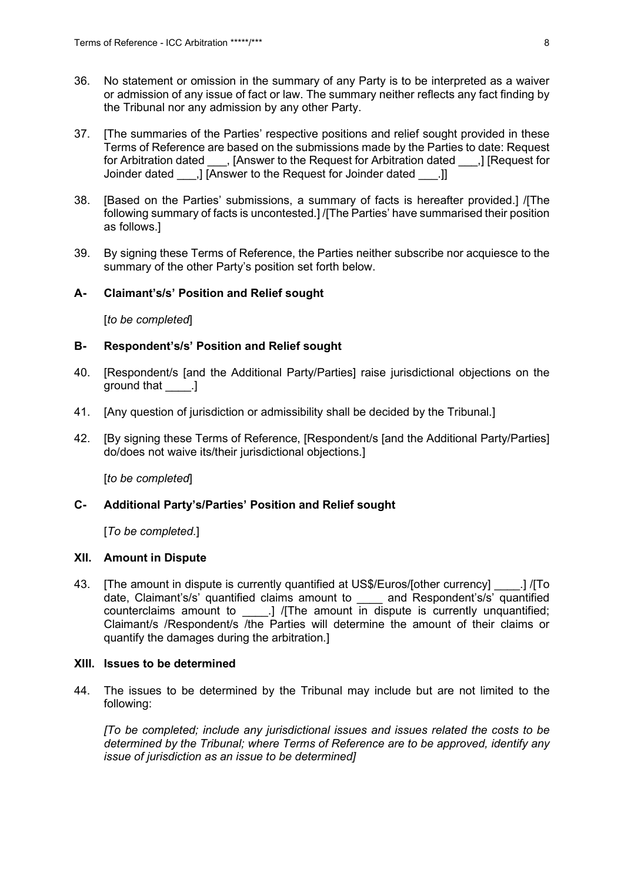36. No statement or omission in the summary of any Party is to be interpreted as a waiver or admission of any issue of fact or law. The summary neither reflects any fact finding by the Tribunal nor any admission by any other Party.

37. [The summaries of the Parties' respective positions and relief sought provided in these Terms of Reference are based on the submissions made by the Parties to date: Request for Arbitration dated ___, [Answer to the Request for Arbitration dated ___,] [Request for Joinder dated ___,] [Answer to the Request for Joinder dated ___.]]

38. [Based on the Parties' submissions, a summary of facts is hereafter provided.] /[The following summary of facts is uncontested.] /[The Parties' have summarised their position as follows.]

39. By signing these Terms of Reference, the Parties neither subscribe nor acquiesce to the summary of the other Party's position set forth below.

### A- Claimant's/s' Position and Relief sought

[*to be completed*]

### B- Respondent's/s' Position and Relief sought

40. [Respondent/s [and the Additional Party/Parties] raise jurisdictional objections on the ground that ____.]

41. [Any question of jurisdiction or admissibility shall be decided by the Tribunal.]

42. [By signing these Terms of Reference, [Respondent/s [and the Additional Party/Parties] do/does not waive its/their jurisdictional objections.]

[*to be completed*]

### C- Additional Party's/Parties' Position and Relief sought

[*To be completed.*]

## XII. Amount in Dispute

43. [The amount in dispute is currently quantified at US$/Euros/[other currency] ____.] /[To date, Claimant's/s' quantified claims amount to ____ and Respondent's/s' quantified counterclaims amount to ____.] /[The amount in dispute is currently unquantified; Claimant/s /Respondent/s /the Parties will determine the amount of their claims or quantify the damages during the arbitration.]

## XIII. Issues to be determined

44. The issues to be determined by the Tribunal may include but are not limited to the following:

*[To be completed; include any jurisdictional issues and issues related the costs to be determined by the Tribunal; where Terms of Reference are to be approved, identify any issue of jurisdiction as an issue to be determined]*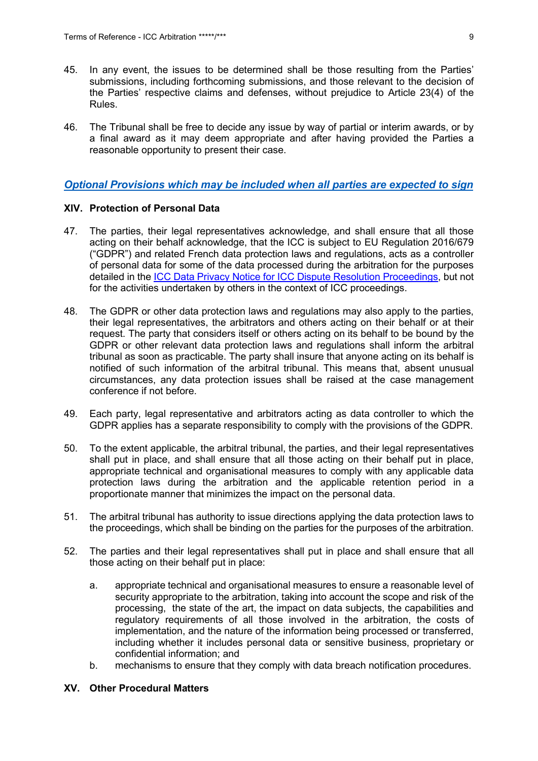45. In any event, the issues to be determined shall be those resulting from the Parties' submissions, including forthcoming submissions, and those relevant to the decision of the Parties' respective claims and defenses, without prejudice to Article 23(4) of the Rules.

46. The Tribunal shall be free to decide any issue by way of partial or interim awards, or by a final award as it may deem appropriate and after having provided the Parties a reasonable opportunity to present their case.

***Optional Provisions which may be included when all parties are expected to sign***

## XIV. Protection of Personal Data

47. The parties, their legal representatives acknowledge, and shall ensure that all those acting on their behalf acknowledge, that the ICC is subject to EU Regulation 2016/679 ("GDPR") and related French data protection laws and regulations, acts as a controller of personal data for some of the data processed during the arbitration for the purposes detailed in the ICC Data Privacy Notice for ICC Dispute Resolution Proceedings, but not for the activities undertaken by others in the context of ICC proceedings.

48. The GDPR or other data protection laws and regulations may also apply to the parties, their legal representatives, the arbitrators and others acting on their behalf or at their request. The party that considers itself or others acting on its behalf to be bound by the GDPR or other relevant data protection laws and regulations shall inform the arbitral tribunal as soon as practicable. The party shall insure that anyone acting on its behalf is notified of such information of the arbitral tribunal. This means that, absent unusual circumstances, any data protection issues shall be raised at the case management conference if not before.

49. Each party, legal representative and arbitrators acting as data controller to which the GDPR applies has a separate responsibility to comply with the provisions of the GDPR.

50. To the extent applicable, the arbitral tribunal, the parties, and their legal representatives shall put in place, and shall ensure that all those acting on their behalf put in place, appropriate technical and organisational measures to comply with any applicable data protection laws during the arbitration and the applicable retention period in a proportionate manner that minimizes the impact on the personal data.

51. The arbitral tribunal has authority to issue directions applying the data protection laws to the proceedings, which shall be binding on the parties for the purposes of the arbitration.

52. The parties and their legal representatives shall put in place and shall ensure that all those acting on their behalf put in place:

    a. appropriate technical and organisational measures to ensure a reasonable level of security appropriate to the arbitration, taking into account the scope and risk of the processing, the state of the art, the impact on data subjects, the capabilities and regulatory requirements of all those involved in the arbitration, the costs of implementation, and the nature of the information being processed or transferred, including whether it includes personal data or sensitive business, proprietary or confidential information; and

    b. mechanisms to ensure that they comply with data breach notification procedures.

## XV. Other Procedural Matters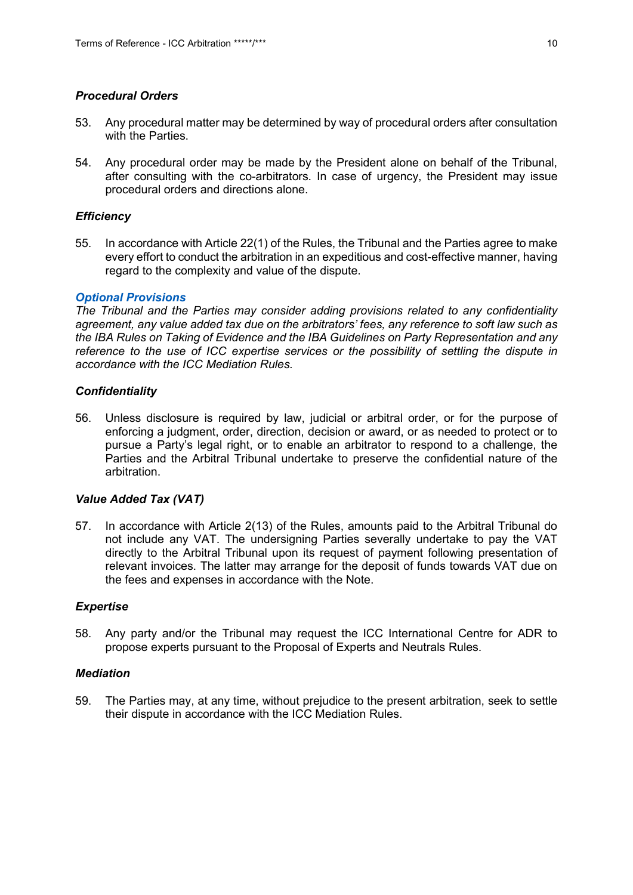### *Procedural Orders*

53. Any procedural matter may be determined by way of procedural orders after consultation with the Parties.

54. Any procedural order may be made by the President alone on behalf of the Tribunal, after consulting with the co-arbitrators. In case of urgency, the President may issue procedural orders and directions alone.

### *Efficiency*

55. In accordance with Article 22(1) of the Rules, the Tribunal and the Parties agree to make every effort to conduct the arbitration in an expeditious and cost-effective manner, having regard to the complexity and value of the dispute.

### *Optional Provisions*

*The Tribunal and the Parties may consider adding provisions related to any confidentiality agreement, any value added tax due on the arbitrators' fees, any reference to soft law such as the IBA Rules on Taking of Evidence and the IBA Guidelines on Party Representation and any reference to the use of ICC expertise services or the possibility of settling the dispute in accordance with the ICC Mediation Rules.*

### *Confidentiality*

56. Unless disclosure is required by law, judicial or arbitral order, or for the purpose of enforcing a judgment, order, direction, decision or award, or as needed to protect or to pursue a Party's legal right, or to enable an arbitrator to respond to a challenge, the Parties and the Arbitral Tribunal undertake to preserve the confidential nature of the arbitration.

### *Value Added Tax (VAT)*

57. In accordance with Article 2(13) of the Rules, amounts paid to the Arbitral Tribunal do not include any VAT. The undersigning Parties severally undertake to pay the VAT directly to the Arbitral Tribunal upon its request of payment following presentation of relevant invoices. The latter may arrange for the deposit of funds towards VAT due on the fees and expenses in accordance with the Note.

### *Expertise*

58. Any party and/or the Tribunal may request the ICC International Centre for ADR to propose experts pursuant to the Proposal of Experts and Neutrals Rules.

### *Mediation*

59. The Parties may, at any time, without prejudice to the present arbitration, seek to settle their dispute in accordance with the ICC Mediation Rules.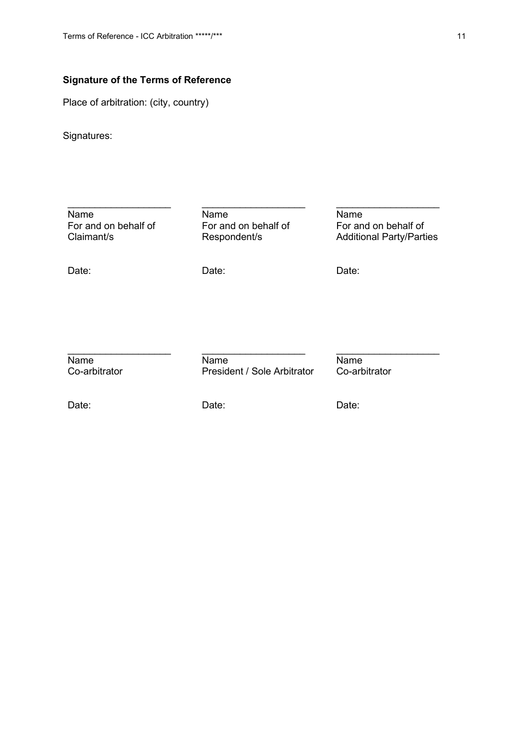**Signature of the Terms of Reference**

Place of arbitration: (city, country)

Signatures:

| | | |
|---|---|---|
| \_\_\_\_\_\_\_\_\_\_\_\_\_\_\_\_\_\_\_ | \_\_\_\_\_\_\_\_\_\_\_\_\_\_\_\_\_\_\_ | \_\_\_\_\_\_\_\_\_\_\_\_\_\_\_\_\_\_\_ |
| Name<br>For and on behalf of<br>Claimant/s | Name<br>For and on behalf of<br>Respondent/s | Name<br>For and on behalf of<br>Additional Party/Parties |
| Date: | Date: | Date: |

| | | |
|---|---|---|
| \_\_\_\_\_\_\_\_\_\_\_\_\_\_\_\_\_\_\_ | \_\_\_\_\_\_\_\_\_\_\_\_\_\_\_\_\_\_\_ | \_\_\_\_\_\_\_\_\_\_\_\_\_\_\_\_\_\_\_ |
| Name<br>Co-arbitrator | Name<br>President / Sole Arbitrator | Name<br>Co-arbitrator |
| Date: | Date: | Date: |